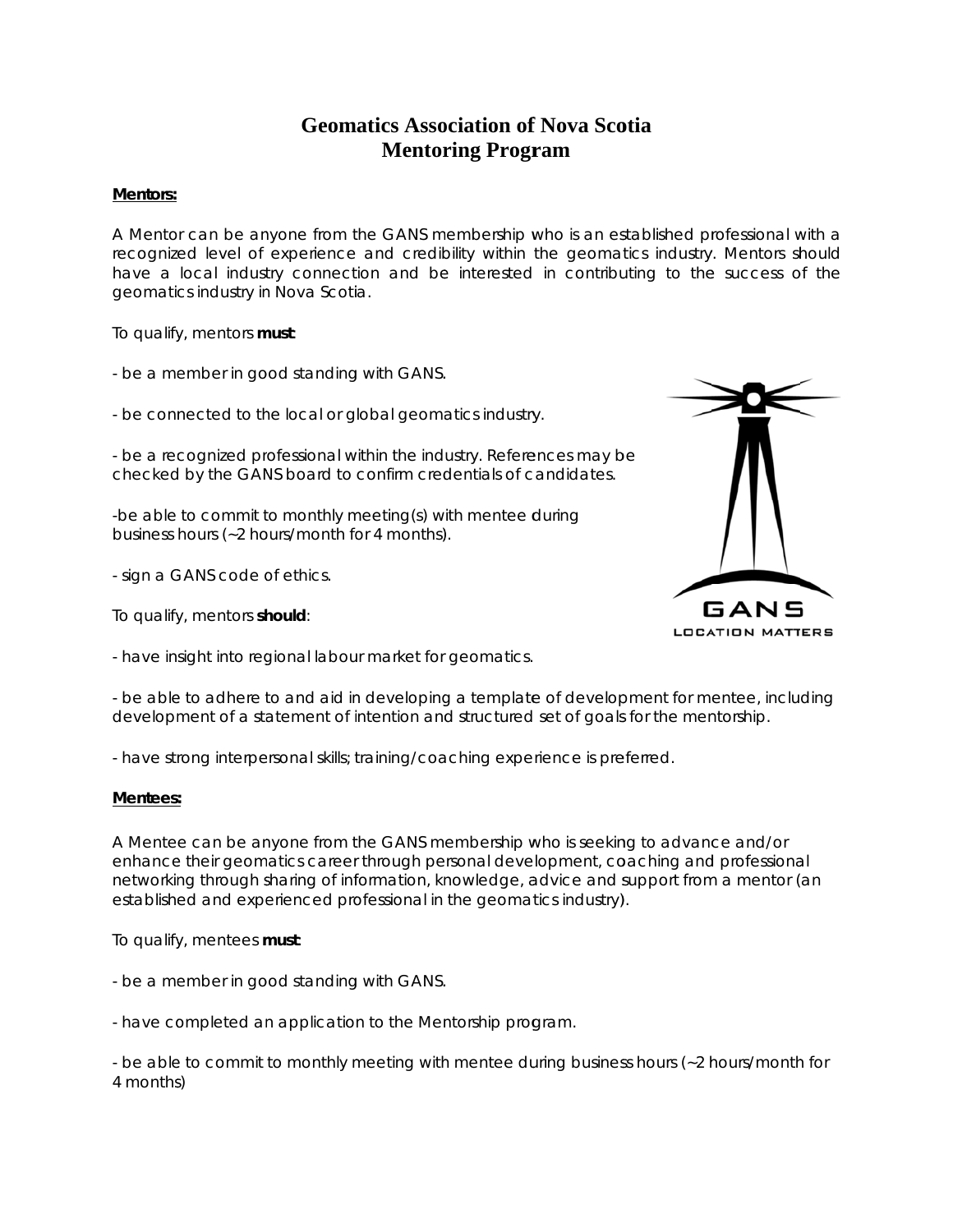# Geomatics Association of Nova Scotia
# Mentoring Program

**Mentors:**

A Mentor can be anyone from the GANS membership who is an established professional with a recognized level of experience and credibility within the geomatics industry. Mentors should have a local industry connection and be interested in contributing to the success of the geomatics industry in Nova Scotia.

To qualify, mentors **must**:

- be a member in good standing with GANS.

- be connected to the local or global geomatics industry.

- be a recognized professional within the industry. References may be checked by the GANS board to confirm credentials of candidates.

- be able to commit to monthly meeting(s) with mentee during business hours (~2 hours/month for 4 months).

- sign a GANS code of ethics.

To qualify, mentors **should**:

- have insight into regional labour market for geomatics.

- be able to adhere to and aid in developing a template of development for mentee, including development of a statement of intention and structured set of goals for the mentorship.

- have strong interpersonal skills; training/coaching experience is preferred.

**Mentees:**

A Mentee can be anyone from the GANS membership who is seeking to advance and/or enhance their geomatics career through personal development, coaching and professional networking through sharing of information, knowledge, advice and support from a mentor (an established and experienced professional in the geomatics industry).

To qualify, mentees **must**:

- be a member in good standing with GANS.

- have completed an application to the Mentorship program.

- be able to commit to monthly meeting with mentee during business hours (~2 hours/month for 4 months)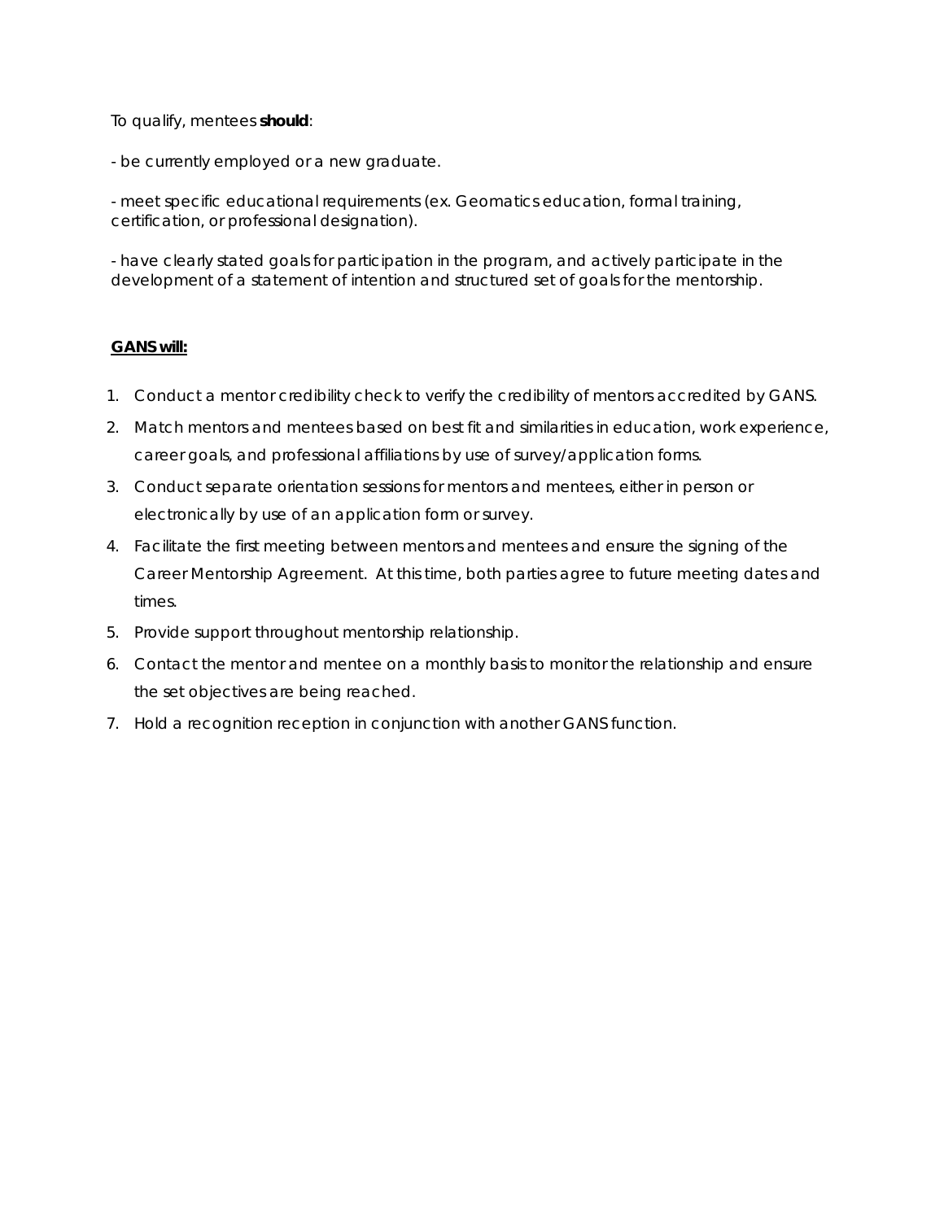To qualify, mentees **should**:

- be currently employed or a new graduate.

- meet specific educational requirements (ex. Geomatics education, formal training, certification, or professional designation).

- have clearly stated goals for participation in the program, and actively participate in the development of a statement of intention and structured set of goals for the mentorship.

**GANS will:**

1. Conduct a mentor credibility check to verify the credibility of mentors accredited by GANS.
2. Match mentors and mentees based on best fit and similarities in education, work experience, career goals, and professional affiliations by use of survey/application forms.
3. Conduct separate orientation sessions for mentors and mentees, either in person or electronically by use of an application form or survey.
4. Facilitate the first meeting between mentors and mentees and ensure the signing of the Career Mentorship Agreement. At this time, both parties agree to future meeting dates and times.
5. Provide support throughout mentorship relationship.
6. Contact the mentor and mentee on a monthly basis to monitor the relationship and ensure the set objectives are being reached.
7. Hold a recognition reception in conjunction with another GANS function.